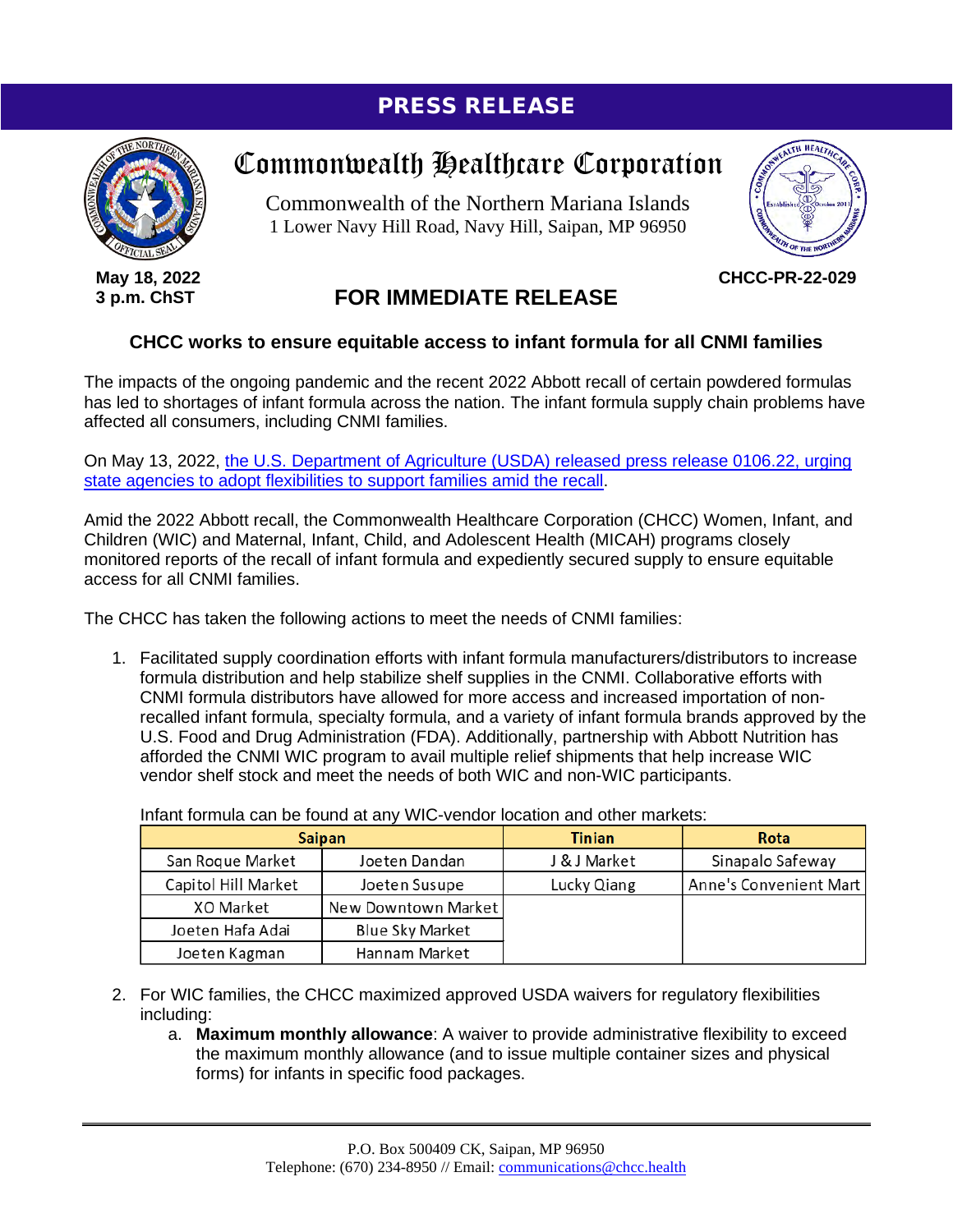# PRESS RELEASE

## Commonwealth Healthcare Corporation

Commonwealth of the Northern Mariana Islands
1 Lower Navy Hill Road, Navy Hill, Saipan, MP 96950

**May 18, 2022**
**3 p.m. ChST**

**CHCC-PR-22-029**

## FOR IMMEDIATE RELEASE

### CHCC works to ensure equitable access to infant formula for all CNMI families

The impacts of the ongoing pandemic and the recent 2022 Abbott recall of certain powdered formulas has led to shortages of infant formula across the nation. The infant formula supply chain problems have affected all consumers, including CNMI families.

On May 13, 2022, the U.S. Department of Agriculture (USDA) released press release 0106.22, urging state agencies to adopt flexibilities to support families amid the recall.

Amid the 2022 Abbott recall, the Commonwealth Healthcare Corporation (CHCC) Women, Infant, and Children (WIC) and Maternal, Infant, Child, and Adolescent Health (MICAH) programs closely monitored reports of the recall of infant formula and expediently secured supply to ensure equitable access for all CNMI families.

The CHCC has taken the following actions to meet the needs of CNMI families:

1. Facilitated supply coordination efforts with infant formula manufacturers/distributors to increase formula distribution and help stabilize shelf supplies in the CNMI. Collaborative efforts with CNMI formula distributors have allowed for more access and increased importation of non-recalled infant formula, specialty formula, and a variety of infant formula brands approved by the U.S. Food and Drug Administration (FDA). Additionally, partnership with Abbott Nutrition has afforded the CNMI WIC program to avail multiple relief shipments that help increase WIC vendor shelf stock and meet the needs of both WIC and non-WIC participants.

   Infant formula can be found at any WIC-vendor location and other markets:

   | Saipan | | Tinian | Rota |
   |---|---|---|---|
   | San Roque Market | Joeten Dandan | J & J Market | Sinapalo Safeway |
   | Capitol Hill Market | Joeten Susupe | Lucky Qiang | Anne's Convenient Mart |
   | XO Market | New Downtown Market | | |
   | Joeten Hafa Adai | Blue Sky Market | | |
   | Joeten Kagman | Hannam Market | | |

2. For WIC families, the CHCC maximized approved USDA waivers for regulatory flexibilities including:
   a. **Maximum monthly allowance**: A waiver to provide administrative flexibility to exceed the maximum monthly allowance (and to issue multiple container sizes and physical forms) for infants in specific food packages.

P.O. Box 500409 CK, Saipan, MP 96950
Telephone: (670) 234-8950 // Email: communications@chcc.health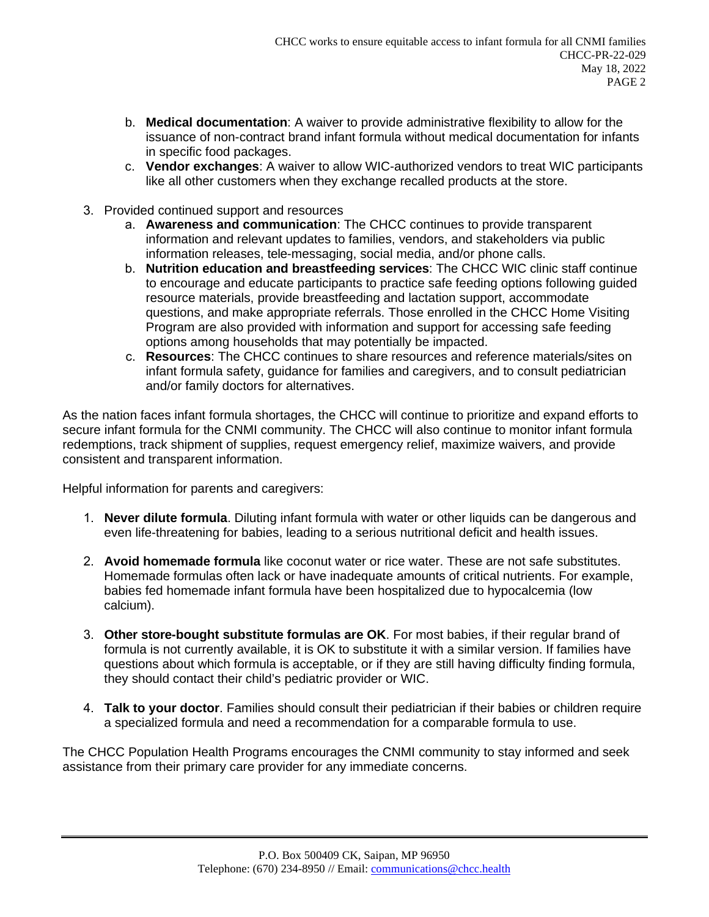b. **Medical documentation**: A waiver to provide administrative flexibility to allow for the issuance of non-contract brand infant formula without medical documentation for infants in specific food packages.
   c. **Vendor exchanges**: A waiver to allow WIC-authorized vendors to treat WIC participants like all other customers when they exchange recalled products at the store.

3. Provided continued support and resources
   a. **Awareness and communication**: The CHCC continues to provide transparent information and relevant updates to families, vendors, and stakeholders via public information releases, tele-messaging, social media, and/or phone calls.
   b. **Nutrition education and breastfeeding services**: The CHCC WIC clinic staff continue to encourage and educate participants to practice safe feeding options following guided resource materials, provide breastfeeding and lactation support, accommodate questions, and make appropriate referrals. Those enrolled in the CHCC Home Visiting Program are also provided with information and support for accessing safe feeding options among households that may potentially be impacted.
   c. **Resources**: The CHCC continues to share resources and reference materials/sites on infant formula safety, guidance for families and caregivers, and to consult pediatrician and/or family doctors for alternatives.

As the nation faces infant formula shortages, the CHCC will continue to prioritize and expand efforts to secure infant formula for the CNMI community. The CHCC will also continue to monitor infant formula redemptions, track shipment of supplies, request emergency relief, maximize waivers, and provide consistent and transparent information.

Helpful information for parents and caregivers:

1. **Never dilute formula**. Diluting infant formula with water or other liquids can be dangerous and even life-threatening for babies, leading to a serious nutritional deficit and health issues.

2. **Avoid homemade formula** like coconut water or rice water. These are not safe substitutes. Homemade formulas often lack or have inadequate amounts of critical nutrients. For example, babies fed homemade infant formula have been hospitalized due to hypocalcemia (low calcium).

3. **Other store-bought substitute formulas are OK**. For most babies, if their regular brand of formula is not currently available, it is OK to substitute it with a similar version. If families have questions about which formula is acceptable, or if they are still having difficulty finding formula, they should contact their child's pediatric provider or WIC.

4. **Talk to your doctor**. Families should consult their pediatrician if their babies or children require a specialized formula and need a recommendation for a comparable formula to use.

The CHCC Population Health Programs encourages the CNMI community to stay informed and seek assistance from their primary care provider for any immediate concerns.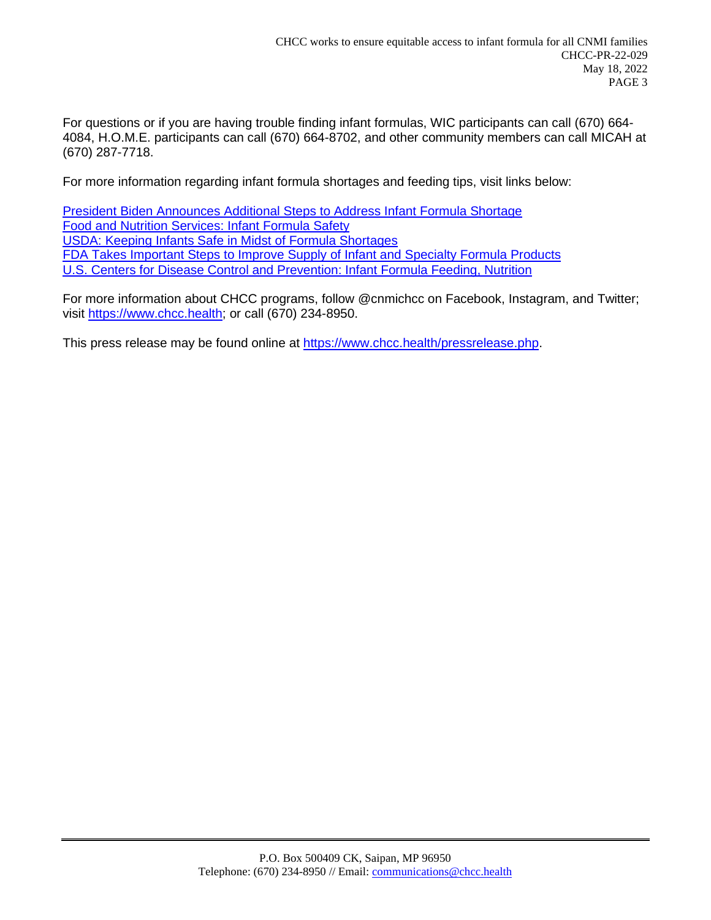For questions or if you are having trouble finding infant formulas, WIC participants can call (670) 664-4084, H.O.M.E. participants can call (670) 664-8702, and other community members can call MICAH at (670) 287-7718.

For more information regarding infant formula shortages and feeding tips, visit links below:

President Biden Announces Additional Steps to Address Infant Formula Shortage
Food and Nutrition Services: Infant Formula Safety
USDA: Keeping Infants Safe in Midst of Formula Shortages
FDA Takes Important Steps to Improve Supply of Infant and Specialty Formula Products
U.S. Centers for Disease Control and Prevention: Infant Formula Feeding, Nutrition

For more information about CHCC programs, follow @cnmichcc on Facebook, Instagram, and Twitter; visit https://www.chcc.health; or call (670) 234-8950.

This press release may be found online at https://www.chcc.health/pressrelease.php.

P.O. Box 500409 CK, Saipan, MP 96950
Telephone: (670) 234-8950 // Email: communications@chcc.health